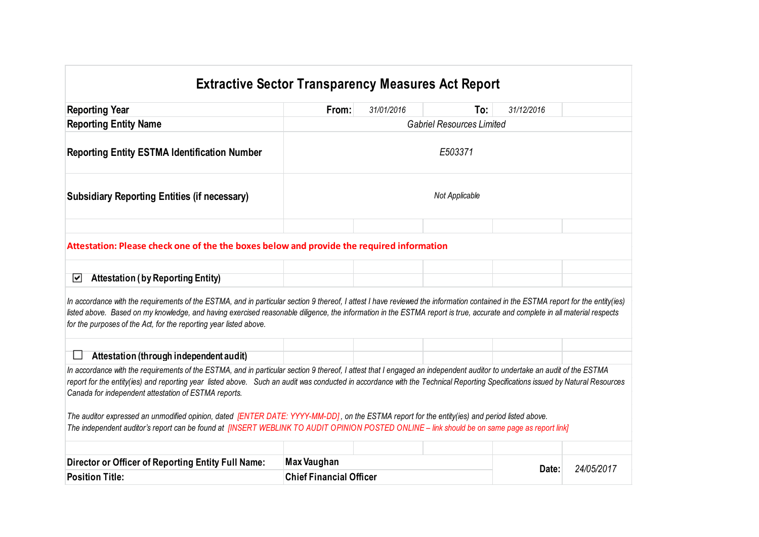# Extractive Sector Transparency Measures Act Report

| | | | | |
|---|---|---|---|---|
| **Reporting Year** | **From:** | *31/01/2016* | **To:** | *31/12/2016* |
| **Reporting Entity Name** | *Gabriel Resources Limited* | | | |
| **Reporting Entity ESTMA Identification Number** | *E503371* | | | |
| **Subsidiary Reporting Entities (if necessary)** | *Not Applicable* | | | |

**Attestation: Please check one of the the boxes below and provide the required information**

☑ **Attestation ( by Reporting Entity)**

*In accordance with the requirements of the ESTMA, and in particular section 9 thereof, I attest I have reviewed the information contained in the ESTMA report for the entity(ies) listed above. Based on my knowledge, and having exercised reasonable diligence, the information in the ESTMA report is true, accurate and complete in all material respects for the purposes of the Act, for the reporting year listed above.*

☐ **Attestation (through independent audit)**

*In accordance with the requirements of the ESTMA, and in particular section 9 thereof, I attest that I engaged an independent auditor to undertake an audit of the ESTMA report for the entity(ies) and reporting year listed above. Such an audit was conducted in accordance with the Technical Reporting Specifications issued by Natural Resources Canada for independent attestation of ESTMA reports.*

*The auditor expressed an unmodified opinion, dated [ENTER DATE: YYYY-MM-DD], on the ESTMA report for the entity(ies) and period listed above.*
*The independent auditor's report can be found at [INSERT WEBLINK TO AUDIT OPINION POSTED ONLINE – link should be on same page as report link]*

| | | | |
|---|---|---|---|
| **Director or Officer of Reporting Entity Full Name:** | **Max Vaughan** | **Date:** | *24/05/2017* |
| **Position Title:** | **Chief Financial Officer** | | |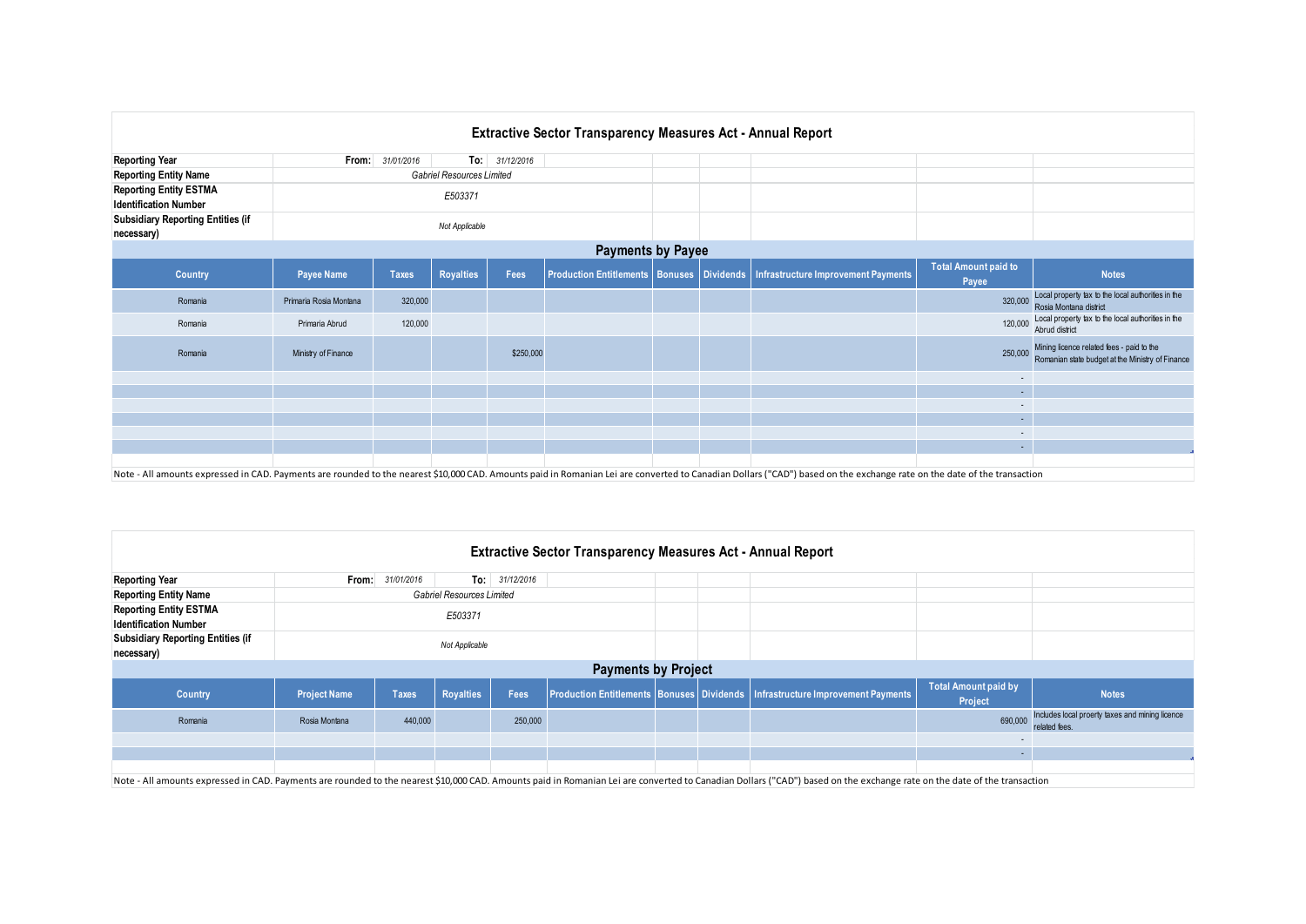# Extractive Sector Transparency Measures Act - Annual Report

| | | | | | |
|---|---|---|---|---|---|
| **Reporting Year** | **From:** | *31/01/2016* | **To:** | *31/12/2016* | |
| **Reporting Entity Name** | *Gabriel Resources Limited* | | | | |
| **Reporting Entity ESTMA Identification Number** | *E503371* | | | | |
| **Subsidiary Reporting Entities (if necessary)** | *Not Applicable* | | | | |

## Payments by Payee

| Country | Payee Name | Taxes | Royalties | Fees | Production Entitlements | Bonuses | Dividends | Infrastructure Improvement Payments | Total Amount paid to Payee | Notes |
|---|---|---|---|---|---|---|---|---|---|---|
| Romania | Primaria Rosia Montana | 320,000 | | | | | | | 320,000 | Local property tax to the local authorities in the Rosia Montana district |
| Romania | Primaria Abrud | 120,000 | | | | | | | 120,000 | Local property tax to the local authorities in the Abrud district |
| Romania | Ministry of Finance | | | $250,000 | | | | | 250,000 | Mining licence related fees - paid to the Romanian state budget at the Ministry of Finance |
| | | | | | | | | | - | |
| | | | | | | | | | - | |
| | | | | | | | | | - | |
| | | | | | | | | | - | |
| | | | | | | | | | - | |
| | | | | | | | | | - | |

Note - All amounts expressed in CAD. Payments are rounded to the nearest $10,000 CAD. Amounts paid in Romanian Lei are converted to Canadian Dollars ("CAD") based on the exchange rate on the date of the transaction

# Extractive Sector Transparency Measures Act - Annual Report

| | | | | | |
|---|---|---|---|---|---|
| **Reporting Year** | **From:** | *31/01/2016* | **To:** | *31/12/2016* | |
| **Reporting Entity Name** | *Gabriel Resources Limited* | | | | |
| **Reporting Entity ESTMA Identification Number** | *E503371* | | | | |
| **Subsidiary Reporting Entities (if necessary)** | *Not Applicable* | | | | |

## Payments by Project

| Country | Project Name | Taxes | Royalties | Fees | Production Entitlements | Bonuses | Dividends | Infrastructure Improvement Payments | Total Amount paid by Project | Notes |
|---|---|---|---|---|---|---|---|---|---|---|
| Romania | Rosia Montana | 440,000 | | 250,000 | | | | | 690,000 | Includes local proerty taxes and mining licence related fees. |
| | | | | | | | | | - | |
| | | | | | | | | | - | |

Note - All amounts expressed in CAD. Payments are rounded to the nearest $10,000 CAD. Amounts paid in Romanian Lei are converted to Canadian Dollars ("CAD") based on the exchange rate on the date of the transaction